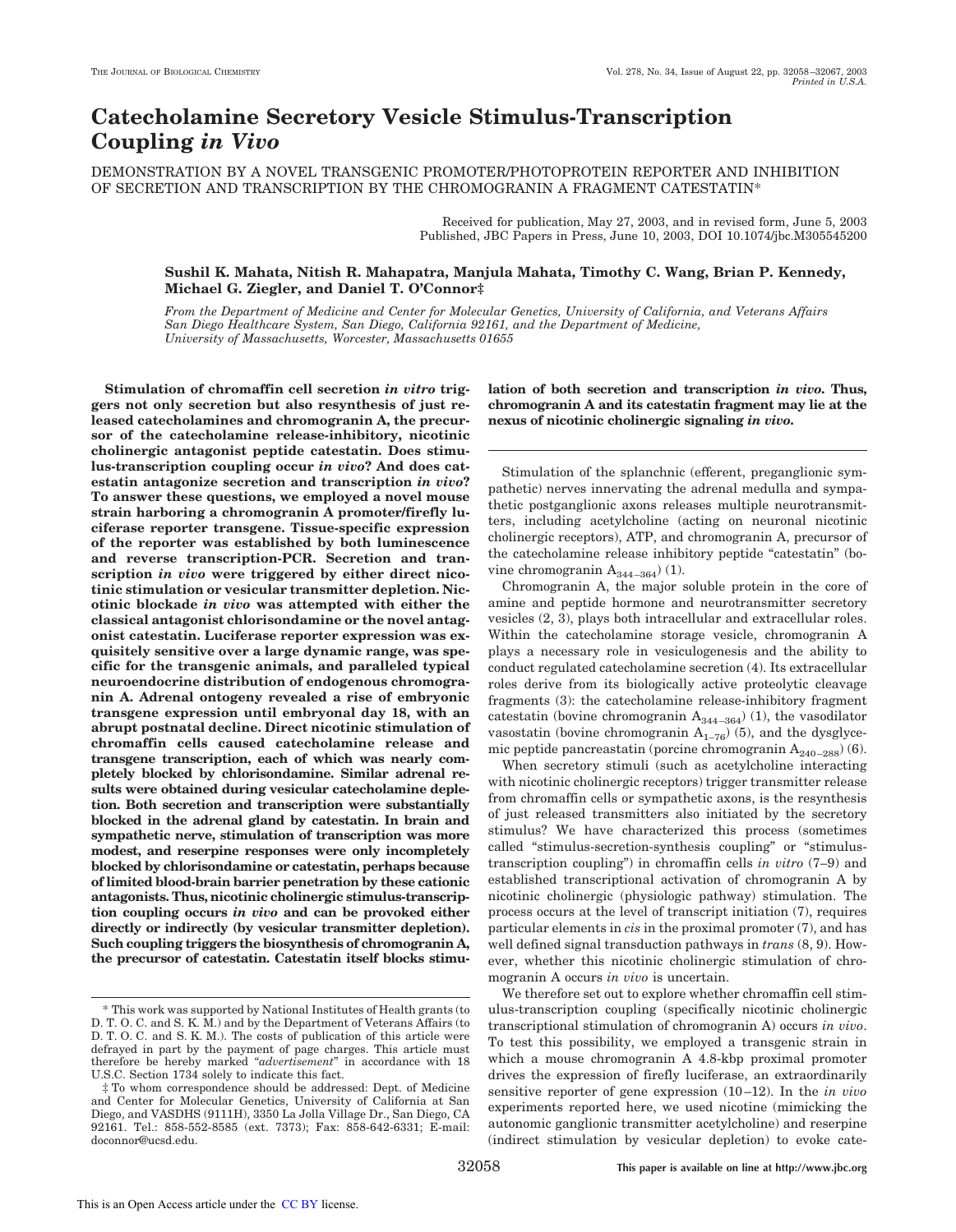# Catecholamine Secretory Vesicle Stimulus-Transcription Coupling *in Vivo*

DEMONSTRATION BY A NOVEL TRANSGENIC PROMOTER/PHOTOPROTEIN REPORTER AND INHIBITION OF SECRETION AND TRANSCRIPTION BY THE CHROMOGRANIN A FRAGMENT CATESTATIN*

Received for publication, May 27, 2003, and in revised form, June 5, 2003
Published, JBC Papers in Press, June 10, 2003, DOI 10.1074/jbc.M305545200

**Sushil K. Mahata, Nitish R. Mahapatra, Manjula Mahata, Timothy C. Wang, Brian P. Kennedy, Michael G. Ziegler, and Daniel T. O'Connor‡**

*From the Department of Medicine and Center for Molecular Genetics, University of California, and Veterans Affairs San Diego Healthcare System, San Diego, California 92161, and the Department of Medicine, University of Massachusetts, Worcester, Massachusetts 01655*

**Stimulation of chromaffin cell secretion *in vitro* triggers not only secretion but also resynthesis of just released catecholamines and chromogranin A, the precursor of the catecholamine release-inhibitory, nicotinic cholinergic antagonist peptide catestatin. Does stimulus-transcription coupling occur *in vivo*? And does catestatin antagonize secretion and transcription *in vivo*? To answer these questions, we employed a novel mouse strain harboring a chromogranin A promoter/firefly luciferase reporter transgene. Tissue-specific expression of the reporter was established by both luminescence and reverse transcription-PCR. Secretion and transcription *in vivo* were triggered by either direct nicotinic stimulation or vesicular transmitter depletion. Nicotinic blockade *in vivo* was attempted with either the classical antagonist chlorisondamine or the novel antagonist catestatin. Luciferase reporter expression was exquisitely sensitive over a large dynamic range, was specific for the transgenic animals, and paralleled typical neuroendocrine distribution of endogenous chromogranin A. Adrenal ontogeny revealed a rise of embryonic transgene expression until embryonal day 18, with an abrupt postnatal decline. Direct nicotinic stimulation of chromaffin cells caused catecholamine release and transgene transcription, each of which was nearly completely blocked by chlorisondamine. Similar adrenal results were obtained during vesicular catecholamine depletion. Both secretion and transcription were substantially blocked in the adrenal gland by catestatin. In brain and sympathetic nerve, stimulation of transcription was more modest, and reserpine responses were only incompletely blocked by chlorisondamine or catestatin, perhaps because of limited blood-brain barrier penetration by these cationic antagonists. Thus, nicotinic cholinergic stimulus-transcription coupling occurs *in vivo* and can be provoked either directly or indirectly (by vesicular transmitter depletion). Such coupling triggers the biosynthesis of chromogranin A, the precursor of catestatin. Catestatin itself blocks stimulation of both secretion and transcription *in vivo*. Thus, chromogranin A and its catestatin fragment may lie at the nexus of nicotinic cholinergic signaling *in vivo*.**

Stimulation of the splanchnic (efferent, preganglionic sympathetic) nerves innervating the adrenal medulla and sympathetic postganglionic axons releases multiple neurotransmitters, including acetylcholine (acting on neuronal nicotinic cholinergic receptors), ATP, and chromogranin A, precursor of the catecholamine release inhibitory peptide "catestatin" (bovine chromogranin $A_{344-364}$) (1).

Chromogranin A, the major soluble protein in the core of amine and peptide hormone and neurotransmitter secretory vesicles (2, 3), plays both intracellular and extracellular roles. Within the catecholamine storage vesicle, chromogranin A plays a necessary role in vesiculogenesis and the ability to conduct regulated catecholamine secretion (4). Its extracellular roles derive from its biologically active proteolytic cleavage fragments (3): the catecholamine release-inhibitory fragment catestatin (bovine chromogranin $A_{344-364}$) (1), the vasodilator vasostatin (bovine chromogranin $A_{1-76}$) (5), and the dysglycemic peptide pancreastatin (porcine chromogranin $A_{240-288}$) (6).

When secretory stimuli (such as acetylcholine interacting with nicotinic cholinergic receptors) trigger transmitter release from chromaffin cells or sympathetic axons, is the resynthesis of just released transmitters also initiated by the secretory stimulus? We have characterized this process (sometimes called "stimulus-secretion-synthesis coupling" or "stimulus-transcription coupling") in chromaffin cells *in vitro* (7–9) and established transcriptional activation of chromogranin A by nicotinic cholinergic (physiologic pathway) stimulation. The process occurs at the level of transcript initiation (7), requires particular elements in *cis* in the proximal promoter (7), and has well defined signal transduction pathways in *trans* (8, 9). However, whether this nicotinic cholinergic stimulation of chromogranin A occurs *in vivo* is uncertain.

We therefore set out to explore whether chromaffin cell stimulus-transcription coupling (specifically nicotinic cholinergic transcriptional stimulation of chromogranin A) occurs *in vivo*. To test this possibility, we employed a transgenic strain in which a mouse chromogranin A 4.8-kbp proximal promoter drives the expression of firefly luciferase, an extraordinarily sensitive reporter of gene expression (10–12). In the *in vivo* experiments reported here, we used nicotine (mimicking the autonomic ganglionic transmitter acetylcholine) and reserpine (indirect stimulation by vesicular depletion) to evoke cate-

\* This work was supported by National Institutes of Health grants (to D. T. O. C. and S. K. M.) and by the Department of Veterans Affairs (to D. T. O. C. and S. K. M.). The costs of publication of this article were defrayed in part by the payment of page charges. This article must therefore be hereby marked "*advertisement*" in accordance with 18 U.S.C. Section 1734 solely to indicate this fact.

‡ To whom correspondence should be addressed: Dept. of Medicine and Center for Molecular Genetics, University of California at San Diego, and VASDHS (9111H), 3350 La Jolla Village Dr., San Diego, CA 92161. Tel.: 858-552-8585 (ext. 7373); Fax: 858-642-6331; E-mail: doconnor@ucsd.edu.

This is an Open Access article under the CC BY license.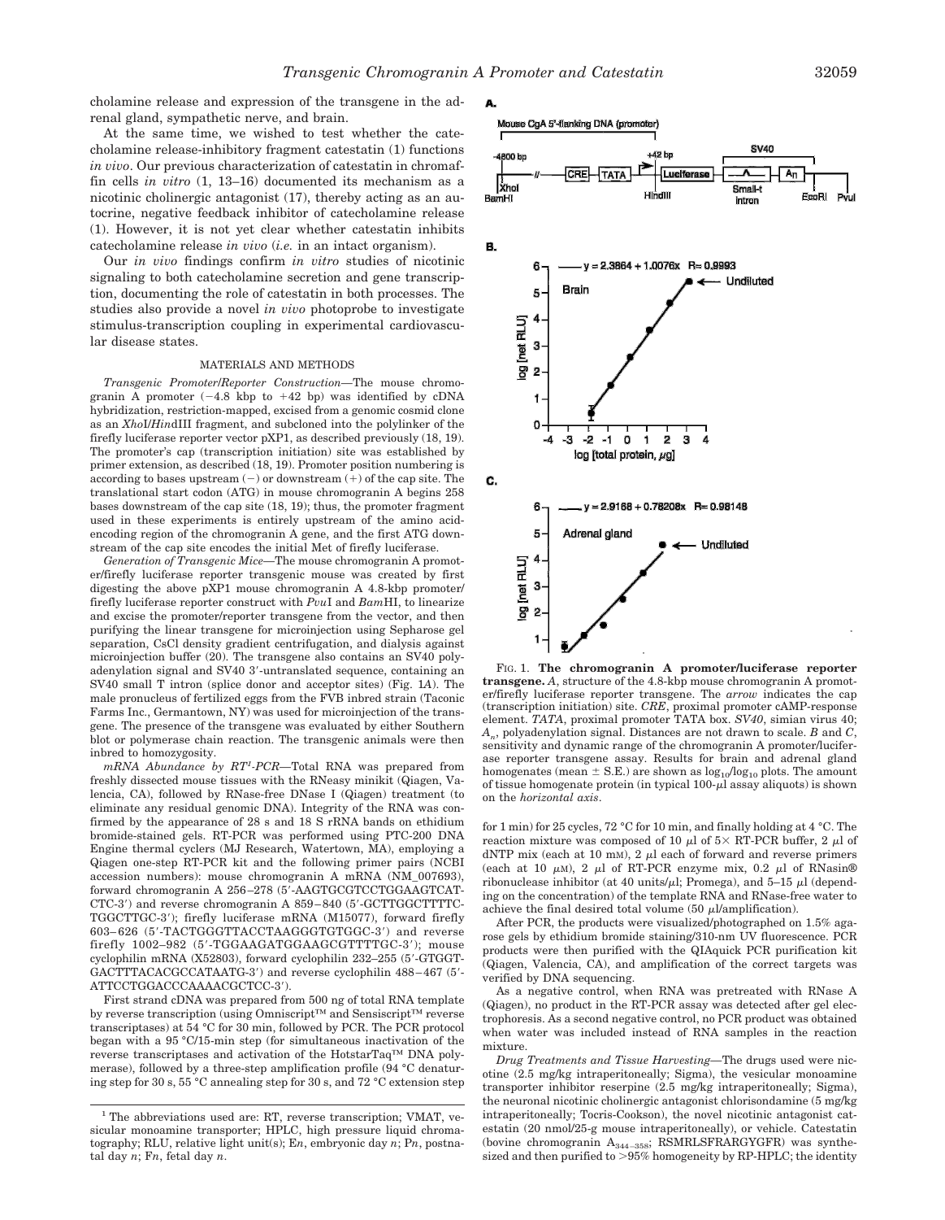cholamine release and expression of the transgene in the adrenal gland, sympathetic nerve, and brain.

At the same time, we wished to test whether the catecholamine release-inhibitory fragment catestatin (1) functions *in vivo*. Our previous characterization of catestatin in chromaffin cells *in vitro* (1, 13–16) documented its mechanism as a nicotinic cholinergic antagonist (17), thereby acting as an autocrine, negative feedback inhibitor of catecholamine release (1). However, it is not yet clear whether catestatin inhibits catecholamine release *in vivo* (*i.e.* in an intact organism).

Our *in vivo* findings confirm *in vitro* studies of nicotinic signaling to both catecholamine secretion and gene transcription, documenting the role of catestatin in both processes. The studies also provide a novel *in vivo* photoprobe to investigate stimulus-transcription coupling in experimental cardiovascular disease states.

## MATERIALS AND METHODS

*Transgenic Promoter/Reporter Construction*—The mouse chromogranin A promoter (−4.8 kbp to +42 bp) was identified by cDNA hybridization, restriction-mapped, excised from a genomic cosmid clone as an *Xho*I/*Hin*dIII fragment, and subcloned into the polylinker of the firefly luciferase reporter vector pXP1, as described previously (18, 19). The promoter's cap (transcription initiation) site was established by primer extension, as described (18, 19). Promoter position numbering is according to bases upstream (−) or downstream (+) of the cap site. The translational start codon (ATG) in mouse chromogranin A begins 258 bases downstream of the cap site (18, 19); thus, the promoter fragment used in these experiments is entirely upstream of the amino acid-encoding region of the chromogranin A gene, and the first ATG downstream of the cap site encodes the initial Met of firefly luciferase.

*Generation of Transgenic Mice*—The mouse chromogranin A promoter/firefly luciferase reporter transgenic mouse was created by first digesting the above pXP1 mouse chromogranin A 4.8-kbp promoter/firefly luciferase reporter construct with *Pvu*I and *Bam*HI, to linearize and excise the promoter/reporter transgene from the vector, and then purifying the linear transgene for microinjection using Sepharose gel separation, CsCl density gradient centrifugation, and dialysis against microinjection buffer (20). The transgene also contains an SV40 polyadenylation signal and SV40 3′-untranslated sequence, containing an SV40 small T intron (splice donor and acceptor sites) (Fig. 1*A*). The male pronucleus of fertilized eggs from the FVB inbred strain (Taconic Farms Inc., Germantown, NY) was used for microinjection of the transgene. The presence of the transgene was evaluated by either Southern blot or polymerase chain reaction. The transgenic animals were then inbred to homozygosity.

*mRNA Abundance by RT[1]-PCR*—Total RNA was prepared from freshly dissected mouse tissues with the RNeasy minikit (Qiagen, Valencia, CA), followed by RNase-free DNase I (Qiagen) treatment (to eliminate any residual genomic DNA). Integrity of the RNA was confirmed by the appearance of 28 s and 18 S rRNA bands on ethidium bromide-stained gels. RT-PCR was performed using PTC-200 DNA Engine thermal cyclers (MJ Research, Watertown, MA), employing a Qiagen one-step RT-PCR kit and the following primer pairs (NCBI accession numbers): mouse chromogranin A mRNA (NM_007693), forward chromogranin A 256–278 (5′-AAGTGCGTCCTGGAAGTCATCTC-3′) and reverse chromogranin A 859–840 (5′-GCTTGGCTTTTCTGGCTTGC-3′); firefly luciferase mRNA (M15077), forward firefly 603–626 (5′-TACTGGGTTACCTAAGGGTGTGGC-3′) and reverse firefly 1002–982 (5′-TGGAAGATGGAAGCGTTTTGC-3′); mouse cyclophilin mRNA (X52803), forward cyclophilin 232–255 (5′-GTGGTGACTTTACACGCCATAATG-3′) and reverse cyclophilin 488–467 (5′-ATTCCTGGACCCAAAACGCTCC-3′).

First strand cDNA was prepared from 500 ng of total RNA template by reverse transcription (using Omniscript™ and Sensiscript™ reverse transcriptases) at 54 °C for 30 min, followed by PCR. The PCR protocol began with a 95 °C/15-min step (for simultaneous inactivation of the reverse transcriptases and activation of the HotstarTaq™ DNA polymerase), followed by a three-step amplification profile (94 °C denaturing step for 30 s, 55 °C annealing step for 30 s, and 72 °C extension step for 1 min) for 25 cycles, 72 °C for 10 min, and finally holding at 4 °C. The reaction mixture was composed of 10 μl of 5× RT-PCR buffer, 2 μl of dNTP mix (each at 10 mM), 2 μl each of forward and reverse primers (each at 10 μM), 2 μl of RT-PCR enzyme mix, 0.2 μl of RNasin® ribonuclease inhibitor (at 40 units/μl; Promega), and 5–15 μl (depending on the concentration) of the template RNA and RNase-free water to achieve the final desired total volume (50 μl/amplification).

After PCR, the products were visualized/photographed on 1.5% agarose gels by ethidium bromide staining/310-nm UV fluorescence. PCR products were then purified with the QIAquick PCR purification kit (Qiagen, Valencia, CA), and amplification of the correct targets was verified by DNA sequencing.

As a negative control, when RNA was pretreated with RNase A (Qiagen), no product in the RT-PCR assay was detected after gel electrophoresis. As a second negative control, no PCR product was obtained when water was included instead of RNA samples in the reaction mixture.

*Drug Treatments and Tissue Harvesting*—The drugs used were nicotine (2.5 mg/kg intraperitoneally; Sigma), the vesicular monoamine transporter inhibitor reserpine (2.5 mg/kg intraperitoneally; Sigma), the neuronal nicotinic cholinergic antagonist chlorisondamine (5 mg/kg intraperitoneally; Tocris-Cookson), the novel nicotinic antagonist catestatin (20 nmol/25-g mouse intraperitoneally), or vehicle. Catestatin (bovine chromogranin $A_{344–358}$; RSMRLSFRARGYGFR) was synthesized and then purified to >95% homogeneity by RP-HPLC; the identity

FIG. 1. **The chromogranin A promoter/luciferase reporter transgene.** *A*, structure of the 4.8-kbp mouse chromogranin A promoter/firefly luciferase reporter transgene. The *arrow* indicates the cap (transcription initiation) site. *CRE*, proximal promoter cAMP-response element. *TATA*, proximal promoter TATA box. *SV40*, simian virus 40; $A_n$, polyadenylation signal. Distances are not drawn to scale. *B* and *C*, sensitivity and dynamic range of the chromogranin A promoter/luciferase reporter transgene assay. Results for brain and adrenal gland homogenates (mean ± S.E.) are shown as $\log_{10}/\log_{10}$ plots. The amount of tissue homogenate protein (in typical 100-μl assay aliquots) is shown on the *horizontal axis*.

[1] The abbreviations used are: RT, reverse transcription; VMAT, vesicular monoamine transporter; HPLC, high pressure liquid chromatography; RLU, relative light unit(s); E*n*, embryonic day *n*; P*n*, postnatal day *n*; F*n*, fetal day *n*.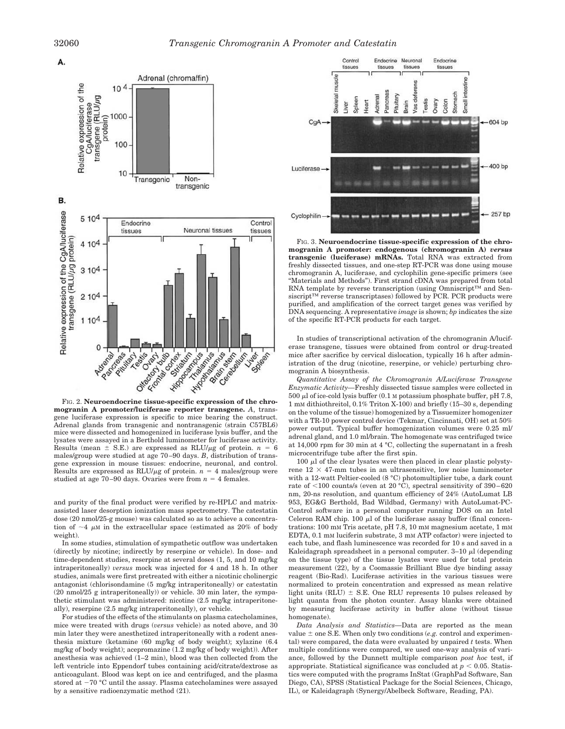FIG. 2. **Neuroendocrine tissue-specific expression of the chromogranin A promoter/luciferase reporter transgene.** *A*, transgene luciferase expression is specific to mice bearing the construct. Adrenal glands from transgenic and nontransgenic (strain C57BL6) mice were dissected and homogenized in luciferase lysis buffer, and the lysates were assayed in a Berthold luminometer for luciferase activity. Results (mean ± S.E.) are expressed as RLU/μg of protein. $n = 6$ males/group were studied at age 70–90 days. *B*, distribution of transgene expression in mouse tissues: endocrine, neuronal, and control. Results are expressed as RLU/μg of protein. $n = 4$ males/group were studied at age 70–90 days. Ovaries were from $n = 4$ females.

FIG. 3. **Neuroendocrine tissue-specific expression of the chromogranin A promoter: endogenous (chromogranin A) *versus* transgenic (luciferase) mRNAs.** Total RNA was extracted from freshly dissected tissues, and one-step RT-PCR was done using mouse chromogranin A, luciferase, and cyclophilin gene-specific primers (see "Materials and Methods"). First strand cDNA was prepared from total RNA template by reverse transcription (using Omniscript™ and Sensiscript™ reverse transcriptases) followed by PCR. PCR products were purified, and amplification of the correct target genes was verified by DNA sequencing. A representative *image* is shown; *bp* indicates the size of the specific RT-PCR products for each target.

and purity of the final product were verified by re-HPLC and matrix-assisted laser desorption ionization mass spectrometry. The catestatin dose (20 nmol/25-g mouse) was calculated so as to achieve a concentration of ~4 μM in the extracellular space (estimated as 20% of body weight).

In some studies, stimulation of sympathetic outflow was undertaken (directly by nicotine; indirectly by reserpine or vehicle). In dose- and time-dependent studies, reserpine at several doses (1, 5, and 10 mg/kg intraperitoneally) *versus* mock was injected for 4 and 18 h. In other studies, animals were first pretreated with either a nicotinic cholinergic antagonist (chlorisondamine (5 mg/kg intraperitoneally) or catestatin (20 nmol/25 g intraperitoneally)) or vehicle. 30 min later, the sympathetic stimulant was administered: nicotine (2.5 mg/kg intraperitoneally), reserpine (2.5 mg/kg intraperitoneally), or vehicle.

For studies of the effects of the stimulants on plasma catecholamines, mice were treated with drugs (*versus* vehicle) as noted above, and 30 min later they were anesthetized intraperitoneally with a rodent anesthesia mixture (ketamine (60 mg/kg of body weight); xylazine (6.4 mg/kg of body weight); acepromazine (1.2 mg/kg of body weight)). After anesthesia was achieved (1–2 min), blood was then collected from the left ventricle into Eppendorf tubes containing acid/citrate/dextrose as anticoagulant. Blood was kept on ice and centrifuged, and the plasma stored at −70 °C until the assay. Plasma catecholamines were assayed by a sensitive radioenzymatic method (21).

In studies of transcriptional activation of the chromogranin A/luciferase transgene, tissues were obtained from control or drug-treated mice after sacrifice by cervical dislocation, typically 16 h after administration of the drug (nicotine, reserpine, or vehicle) perturbing chromogranin A biosynthesis.

*Quantitative Assay of the Chromogranin A/Luciferase Transgene Enzymatic Activity*—Freshly dissected tissue samples were collected in 500 μl of ice-cold lysis buffer (0.1 M potassium phosphate buffer, pH 7.8, 1 mM dithiothreitol, 0.1% Triton X-100) and briefly (15–30 s, depending on the volume of the tissue) homogenized by a Tissuemizer homogenizer with a TR-10 power control device (Tekmar, Cincinnati, OH) set at 50% power output. Typical buffer homogenization volumes were 0.25 ml/adrenal gland, and 1.0 ml/brain. The homogenate was centrifuged twice at 14,000 rpm for 30 min at 4 °C, collecting the supernatant in a fresh microcentrifuge tube after the first spin.

100 μl of the clear lysates were then placed in clear plastic polystyrene 12 × 47-mm tubes in an ultrasensitive, low noise luminometer with a 12-watt Peltier-cooled (8 °C) photomultiplier tube, a dark count rate of <100 counts/s (even at 20 °C), spectral sensitivity of 390–620 nm, 20-ns resolution, and quantum efficiency of 24% (AutoLumat LB 953, EG&G Berthold, Bad Wildbad, Germany) with AutoLumat-PC-Control software in a personal computer running DOS on an Intel Celeron RAM chip. 100 μl of the luciferase assay buffer (final concentrations: 100 mM Tris acetate, pH 7.8, 10 mM magnesium acetate, 1 mM EDTA, 0.1 mM luciferin substrate, 3 mM ATP cofactor) were injected to each tube, and flash luminescence was recorded for 10 s and saved in a Kaleidagraph spreadsheet in a personal computer. 3–10 μl (depending on the tissue type) of the tissue lysates were used for total protein measurement (22), by a Coomassie Brilliant Blue dye binding assay reagent (Bio-Rad). Luciferase activities in the various tissues were normalized to protein concentration and expressed as mean relative light units (RLU) ± S.E. One RLU represents 10 pulses released by light quanta from the photon counter. Assay blanks were obtained by measuring luciferase activity in buffer alone (without tissue homogenate).

*Data Analysis and Statistics*—Data are reported as the mean value ± one S.E. When only two conditions (*e.g.* control and experimental) were compared, the data were evaluated by unpaired *t* tests. When multiple conditions were compared, we used one-way analysis of variance, followed by the Dunnett multiple comparison *post hoc* test, if appropriate. Statistical significance was concluded at $p < 0.05$. Statistics were computed with the programs InStat (GraphPad Software, San Diego, CA), SPSS (Statistical Package for the Social Sciences, Chicago, IL), or Kaleidagraph (Synergy/Abelbeck Software, Reading, PA).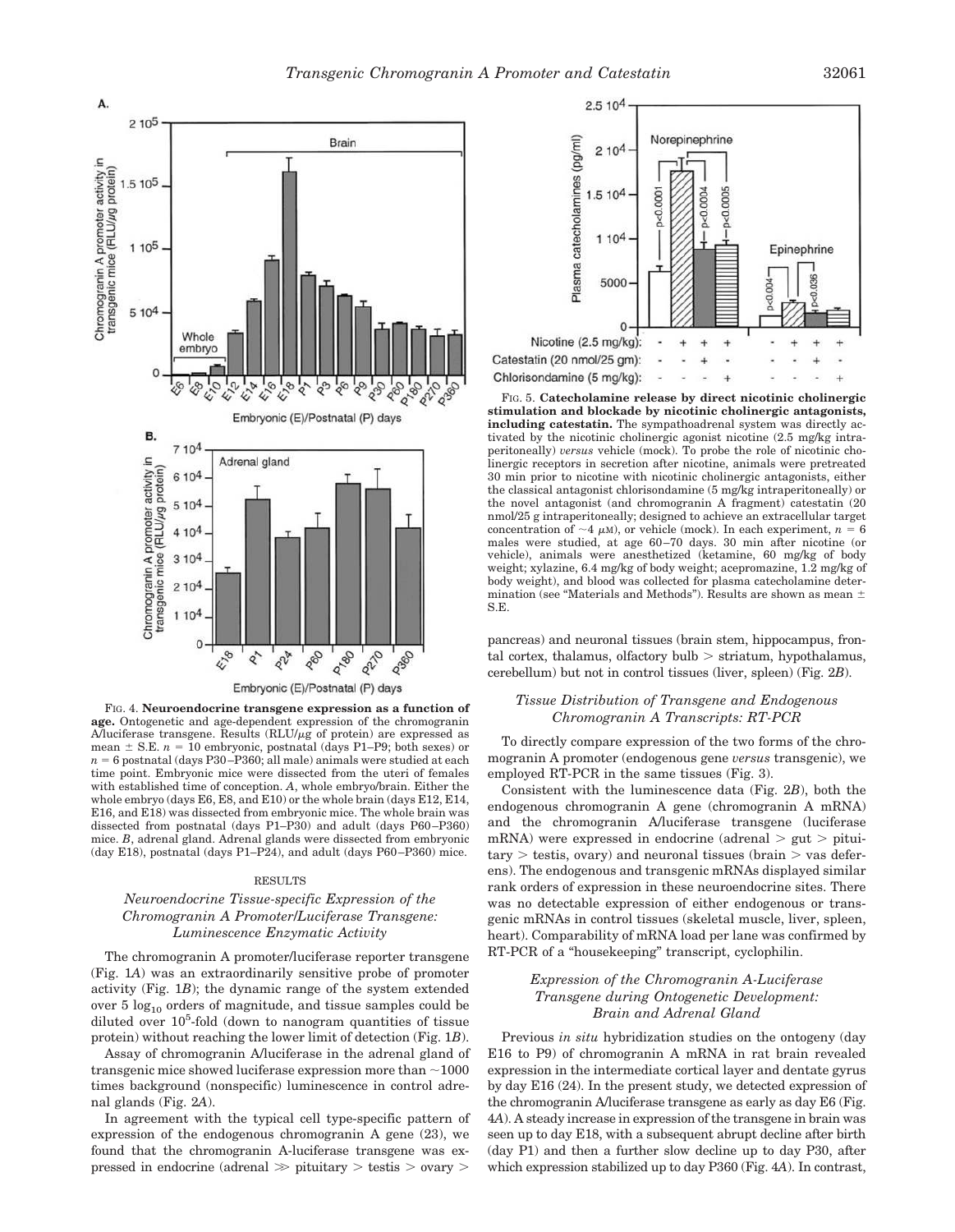FIG. 4. **Neuroendocrine transgene expression as a function of age.** Ontogenetic and age-dependent expression of the chromogranin A/luciferase transgene. Results (RLU/μg of protein) are expressed as mean ± S.E. $n = 10$ embryonic, postnatal (days P1–P9; both sexes) or $n = 6$ postnatal (days P30–P360; all male) animals were studied at each time point. Embryonic mice were dissected from the uteri of females with established time of conception. *A*, whole embryo/brain. Either the whole embryo (days E6, E8, and E10) or the whole brain (days E12, E14, E16, and E18) was dissected from embryonic mice. The whole brain was dissected from postnatal (days P1–P30) and adult (days P60–P360) mice. *B*, adrenal gland. Adrenal glands were dissected from embryonic (day E18), postnatal (days P1–P24), and adult (days P60–P360) mice.

FIG. 5. **Catecholamine release by direct nicotinic cholinergic stimulation and blockade by nicotinic cholinergic antagonists, including catestatin.** The sympathoadrenal system was directly activated by the nicotinic cholinergic agonist nicotine (2.5 mg/kg intraperitoneally) *versus* vehicle (mock). To probe the role of nicotinic cholinergic receptors in secretion after nicotine, animals were pretreated 30 min prior to nicotine with nicotinic cholinergic antagonists, either the classical antagonist chlorisondamine (5 mg/kg intraperitoneally) or the novel antagonist (and chromogranin A fragment) catestatin (20 nmol/25 g intraperitoneally; designed to achieve an extracellular target concentration of ~4 μM), or vehicle (mock). In each experiment, $n = 6$ males were studied, at age 60–70 days. 30 min after nicotine (or vehicle), animals were anesthetized (ketamine, 60 mg/kg of body weight; xylazine, 6.4 mg/kg of body weight; acepromazine, 1.2 mg/kg of body weight), and blood was collected for plasma catecholamine determination (see "Materials and Methods"). Results are shown as mean ± S.E.

## RESULTS

### *Neuroendocrine Tissue-specific Expression of the Chromogranin A Promoter/Luciferase Transgene: Luminescence Enzymatic Activity*

The chromogranin A promoter/luciferase reporter transgene (Fig. 1*A*) was an extraordinarily sensitive probe of promoter activity (Fig. 1*B*); the dynamic range of the system extended over 5 $\log_{10}$ orders of magnitude, and tissue samples could be diluted over $10^5$-fold (down to nanogram quantities of tissue protein) without reaching the lower limit of detection (Fig. 1*B*).

Assay of chromogranin A/luciferase in the adrenal gland of transgenic mice showed luciferase expression more than ~1000 times background (nonspecific) luminescence in control adrenal glands (Fig. 2*A*).

In agreement with the typical cell type-specific pattern of expression of the endogenous chromogranin A gene (23), we found that the chromogranin A-luciferase transgene was expressed in endocrine (adrenal ≫ pituitary > testis > ovary > pancreas) and neuronal tissues (brain stem, hippocampus, frontal cortex, thalamus, olfactory bulb > striatum, hypothalamus, cerebellum) but not in control tissues (liver, spleen) (Fig. 2*B*).

### *Tissue Distribution of Transgene and Endogenous Chromogranin A Transcripts: RT-PCR*

To directly compare expression of the two forms of the chromogranin A promoter (endogenous gene *versus* transgenic), we employed RT-PCR in the same tissues (Fig. 3).

Consistent with the luminescence data (Fig. 2*B*), both the endogenous chromogranin A gene (chromogranin A mRNA) and the chromogranin A/luciferase transgene (luciferase mRNA) were expressed in endocrine (adrenal > gut > pituitary > testis, ovary) and neuronal tissues (brain > vas deferens). The endogenous and transgenic mRNAs displayed similar rank orders of expression in these neuroendocrine sites. There was no detectable expression of either endogenous or transgenic mRNAs in control tissues (skeletal muscle, liver, spleen, heart). Comparability of mRNA load per lane was confirmed by RT-PCR of a "housekeeping" transcript, cyclophilin.

### *Expression of the Chromogranin A-Luciferase Transgene during Ontogenetic Development: Brain and Adrenal Gland*

Previous *in situ* hybridization studies on the ontogeny (day E16 to P9) of chromogranin A mRNA in rat brain revealed expression in the intermediate cortical layer and dentate gyrus by day E16 (24). In the present study, we detected expression of the chromogranin A/luciferase transgene as early as day E6 (Fig. 4*A*). A steady increase in expression of the transgene in brain was seen up to day E18, with a subsequent abrupt decline after birth (day P1) and then a further slow decline up to day P30, after which expression stabilized up to day P360 (Fig. 4*A*). In contrast,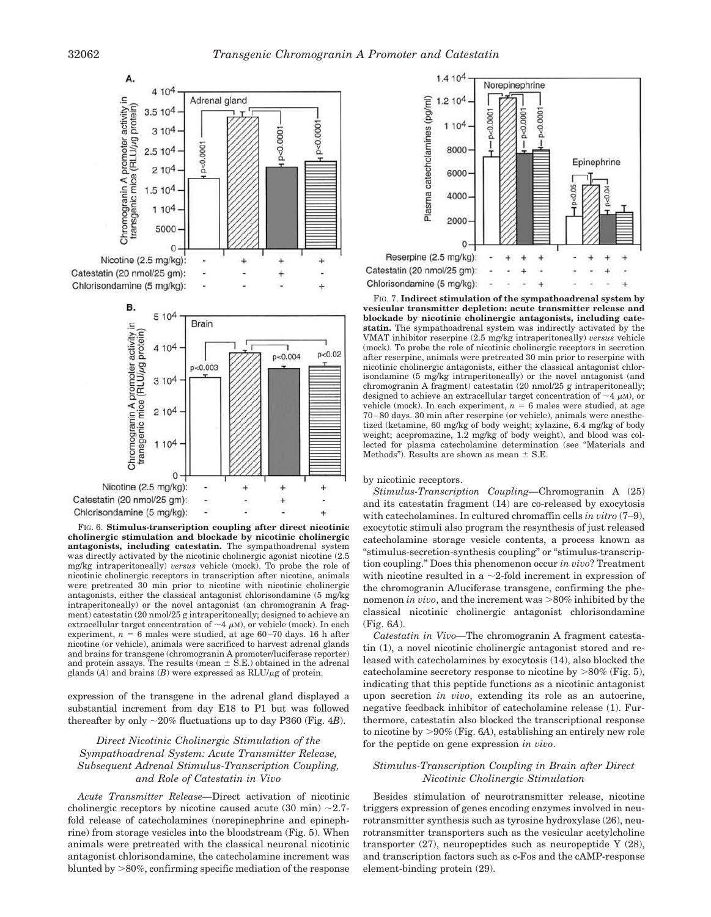FIG. 6. **Stimulus-transcription coupling after direct nicotinic cholinergic stimulation and blockade by nicotinic cholinergic antagonists, including catestatin.** The sympathoadrenal system was directly activated by the nicotinic cholinergic agonist nicotine (2.5 mg/kg intraperitoneally) *versus* vehicle (mock). To probe the role of nicotinic cholinergic receptors in transcription after nicotine, animals were pretreated 30 min prior to nicotine with nicotinic cholinergic antagonists, either the classical antagonist chlorisondamine (5 mg/kg intraperitoneally) or the novel antagonist (an chromogranin A fragment) catestatin (20 nmol/25 g intraperitoneally; designed to achieve an extracellular target concentration of ~4 μM), or vehicle (mock). In each experiment, $n = 6$ males were studied, at age 60–70 days. 16 h after nicotine (or vehicle), animals were sacrificed to harvest adrenal glands and brains for transgene (chromogranin A promoter/luciferase reporter) and protein assays. The results (mean ± S.E.) obtained in the adrenal glands (*A*) and brains (*B*) were expressed as RLU/μg of protein.

FIG. 7. **Indirect stimulation of the sympathoadrenal system by vesicular transmitter depletion: acute transmitter release and blockade by nicotinic cholinergic antagonists, including catestatin.** The sympathoadrenal system was indirectly activated by the VMAT inhibitor reserpine (2.5 mg/kg intraperitoneally) *versus* vehicle (mock). To probe the role of nicotinic cholinergic receptors in secretion after reserpine, animals were pretreated 30 min prior to reserpine with nicotinic cholinergic antagonists, either the classical antagonist chlorisondamine (5 mg/kg intraperitoneally) or the novel antagonist (and chromogranin A fragment) catestatin (20 nmol/25 g intraperitoneally; designed to achieve an extracellular target concentration of ~4 μM), or vehicle (mock). In each experiment, $n = 6$ males were studied, at age 70–80 days. 30 min after reserpine (or vehicle), animals were anesthetized (ketamine, 60 mg/kg of body weight; xylazine, 6.4 mg/kg of body weight; acepromazine, 1.2 mg/kg of body weight), and blood was collected for plasma catecholamine determination (see "Materials and Methods"). Results are shown as mean ± S.E.

expression of the transgene in the adrenal gland displayed a substantial increment from day E18 to P1 but was followed thereafter by only ~20% fluctuations up to day P360 (Fig. 4*B*).

### *Direct Nicotinic Cholinergic Stimulation of the Sympathoadrenal System: Acute Transmitter Release, Subsequent Adrenal Stimulus-Transcription Coupling, and Role of Catestatin in Vivo*

*Acute Transmitter Release*—Direct activation of nicotinic cholinergic receptors by nicotine caused acute (30 min) ~2.7-fold release of catecholamines (norepinephrine and epinephrine) from storage vesicles into the bloodstream (Fig. 5). When animals were pretreated with the classical neuronal nicotinic antagonist chlorisondamine, the catecholamine increment was blunted by >80%, confirming specific mediation of the response by nicotinic receptors.

*Stimulus-Transcription Coupling*—Chromogranin A (25) and its catestatin fragment (14) are co-released by exocytosis with catecholamines. In cultured chromaffin cells *in vitro* (7–9), exocytotic stimuli also program the resynthesis of just released catecholamine storage vesicle contents, a process known as "stimulus-secretion-synthesis coupling" or "stimulus-transcription coupling." Does this phenomenon occur *in vivo*? Treatment with nicotine resulted in a ~2-fold increment in expression of the chromogranin A/luciferase transgene, confirming the phenomenon *in vivo*, and the increment was >80% inhibited by the classical nicotinic cholinergic antagonist chlorisondamine (Fig. 6*A*).

*Catestatin in Vivo*—The chromogranin A fragment catestatin (1), a novel nicotinic cholinergic antagonist stored and released with catecholamines by exocytosis (14), also blocked the catecholamine secretory response to nicotine by >80% (Fig. 5), indicating that this peptide functions as a nicotinic antagonist upon secretion *in vivo*, extending its role as an autocrine, negative feedback inhibitor of catecholamine release (1). Furthermore, catestatin also blocked the transcriptional response to nicotine by >90% (Fig. 6*A*), establishing an entirely new role for the peptide on gene expression *in vivo*.

### *Stimulus-Transcription Coupling in Brain after Direct Nicotinic Cholinergic Stimulation*

Besides stimulation of neurotransmitter release, nicotine triggers expression of genes encoding enzymes involved in neurotransmitter synthesis such as tyrosine hydroxylase (26), neurotransmitter transporters such as the vesicular acetylcholine transporter (27), neuropeptides such as neuropeptide Y (28), and transcription factors such as c-Fos and the cAMP-response element-binding protein (29).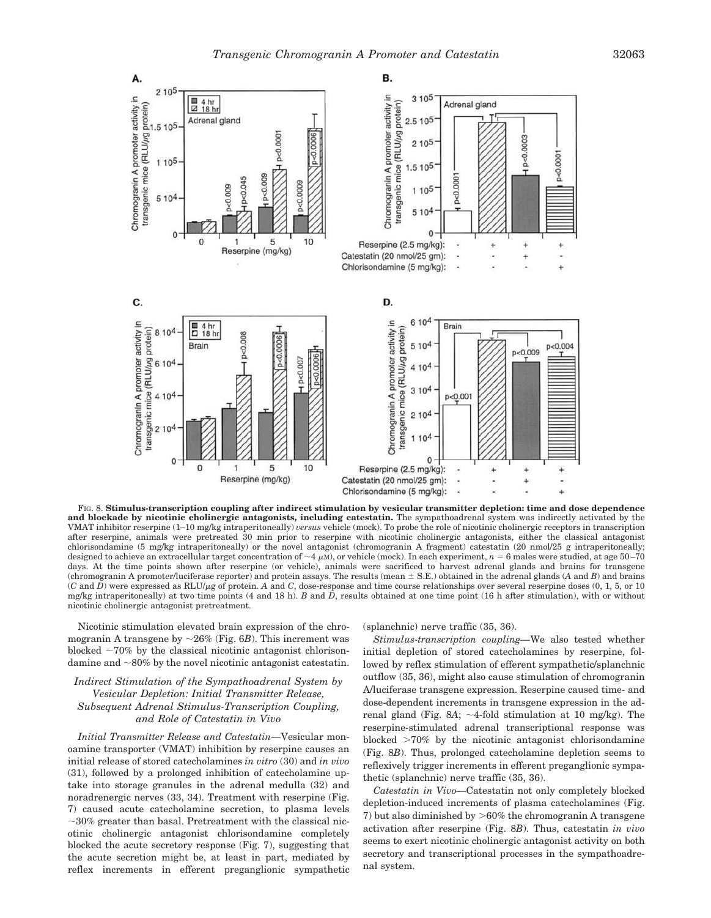FIG. 8. **Stimulus-transcription coupling after indirect stimulation by vesicular transmitter depletion: time and dose dependence and blockade by nicotinic cholinergic antagonists, including catestatin.** The sympathoadrenal system was indirectly activated by the VMAT inhibitor reserpine (1–10 mg/kg intraperitoneally) *versus* vehicle (mock). To probe the role of nicotinic cholinergic receptors in transcription after reserpine, animals were pretreated 30 min prior to reserpine with nicotinic cholinergic antagonists, either the classical antagonist chlorisondamine (5 mg/kg intraperitoneally) or the novel antagonist (chromogranin A fragment) catestatin (20 nmol/25 g intraperitoneally; designed to achieve an extracellular target concentration of ~4 μM), or vehicle (mock). In each experiment, $n = 6$ males were studied, at age 50–70 days. At the time points shown after reserpine (or vehicle), animals were sacrificed to harvest adrenal glands and brains for transgene (chromogranin A promoter/luciferase reporter) and protein assays. The results (mean ± S.E.) obtained in the adrenal glands (*A* and *B*) and brains (*C* and *D*) were expressed as RLU/μg of protein. *A* and *C*, dose-response and time course relationships over several reserpine doses (0, 1, 5, or 10 mg/kg intraperitoneally) at two time points (4 and 18 h). *B* and *D*, results obtained at one time point (16 h after stimulation), with or without nicotinic cholinergic antagonist pretreatment.

Nicotinic stimulation elevated brain expression of the chromogranin A transgene by ~26% (Fig. 6*B*). This increment was blocked ~70% by the classical nicotinic antagonist chlorisondamine and ~80% by the novel nicotinic antagonist catestatin.

### *Indirect Stimulation of the Sympathoadrenal System by Vesicular Depletion: Initial Transmitter Release, Subsequent Adrenal Stimulus-Transcription Coupling, and Role of Catestatin in Vivo*

*Initial Transmitter Release and Catestatin*—Vesicular monoamine transporter (VMAT) inhibition by reserpine causes an initial release of stored catecholamines *in vitro* (30) and *in vivo* (31), followed by a prolonged inhibition of catecholamine uptake into storage granules in the adrenal medulla (32) and noradrenergic nerves (33, 34). Treatment with reserpine (Fig. 7) caused acute catecholamine secretion, to plasma levels ~30% greater than basal. Pretreatment with the classical nicotinic cholinergic antagonist chlorisondamine completely blocked the acute secretory response (Fig. 7), suggesting that the acute secretion might be, at least in part, mediated by reflex increments in efferent preganglionic sympathetic (splanchnic) nerve traffic (35, 36).

*Stimulus-transcription coupling*—We also tested whether initial depletion of stored catecholamines by reserpine, followed by reflex stimulation of efferent sympathetic/splanchnic outflow (35, 36), might also cause stimulation of chromogranin A/luciferase transgene expression. Reserpine caused time- and dose-dependent increments in transgene expression in the adrenal gland (Fig. 8*A*; ~4-fold stimulation at 10 mg/kg). The reserpine-stimulated adrenal transcriptional response was blocked >70% by the nicotinic antagonist chlorisondamine (Fig. 8*B*). Thus, prolonged catecholamine depletion seems to reflexively trigger increments in efferent preganglionic sympathetic (splanchnic) nerve traffic (35, 36).

*Catestatin in Vivo*—Catestatin not only completely blocked depletion-induced increments of plasma catecholamines (Fig. 7) but also diminished by >60% the chromogranin A transgene activation after reserpine (Fig. 8*B*). Thus, catestatin *in vivo* seems to exert nicotinic cholinergic antagonist activity on both secretory and transcriptional processes in the sympathoadrenal system.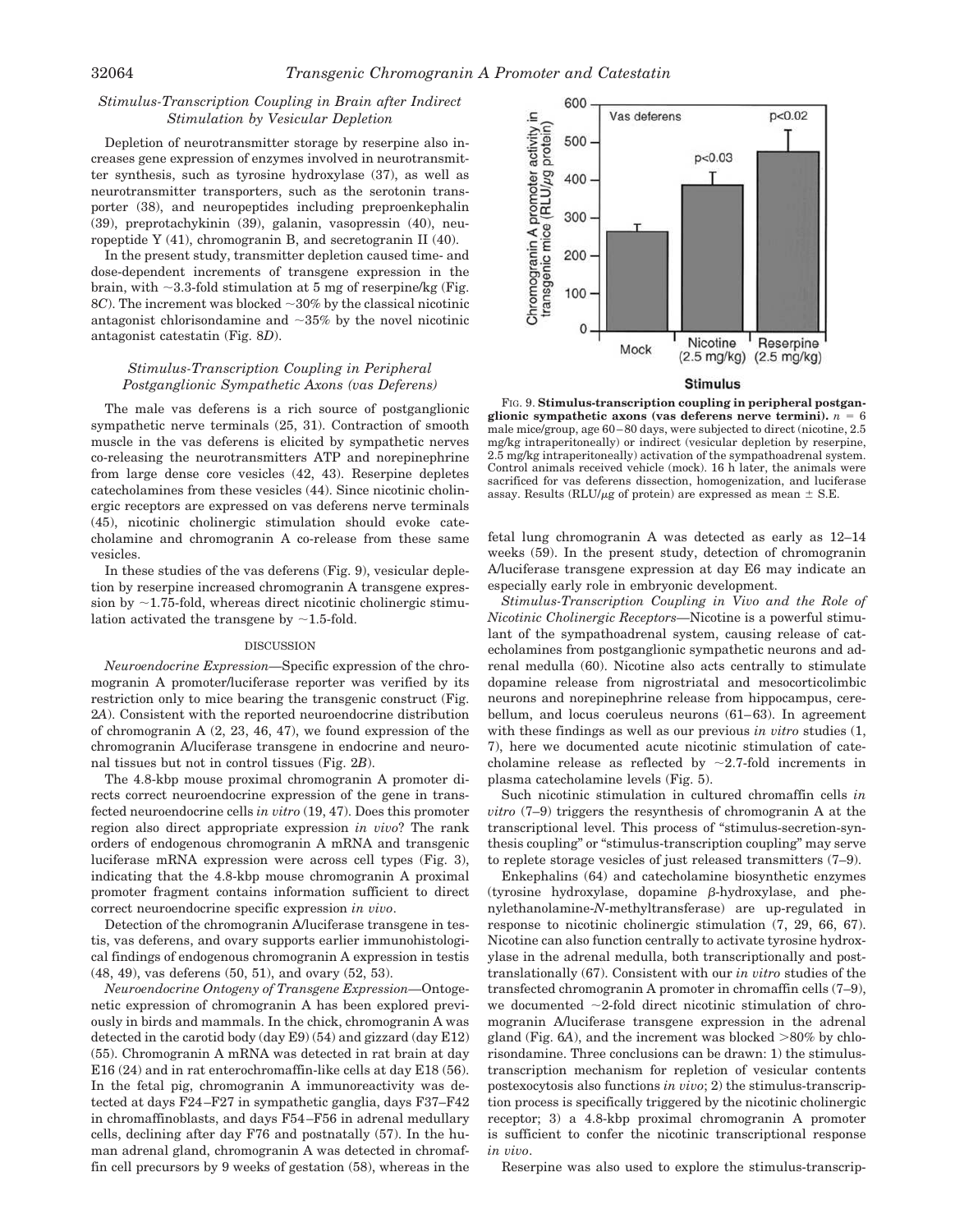### *Stimulus-Transcription Coupling in Brain after Indirect Stimulation by Vesicular Depletion*

Depletion of neurotransmitter storage by reserpine also increases gene expression of enzymes involved in neurotransmitter synthesis, such as tyrosine hydroxylase (37), as well as neurotransmitter transporters, such as the serotonin transporter (38), and neuropeptides including preproenkephalin (39), preprotachykinin (39), galanin, vasopressin (40), neuropeptide Y (41), chromogranin B, and secretogranin II (40).

In the present study, transmitter depletion caused time- and dose-dependent increments of transgene expression in the brain, with ~3.3-fold stimulation at 5 mg of reserpine/kg (Fig. 8*C*). The increment was blocked ~30% by the classical nicotinic antagonist chlorisondamine and ~35% by the novel nicotinic antagonist catestatin (Fig. 8*D*).

### *Stimulus-Transcription Coupling in Peripheral Postganglionic Sympathetic Axons (vas Deferens)*

The male vas deferens is a rich source of postganglionic sympathetic nerve terminals (25, 31). Contraction of smooth muscle in the vas deferens is elicited by sympathetic nerves co-releasing the neurotransmitters ATP and norepinephrine from large dense core vesicles (42, 43). Reserpine depletes catecholamines from these vesicles (44). Since nicotinic cholinergic receptors are expressed on vas deferens nerve terminals (45), nicotinic cholinergic stimulation should evoke catecholamine and chromogranin A co-release from these same vesicles.

In these studies of the vas deferens (Fig. 9), vesicular depletion by reserpine increased chromogranin A transgene expression by ~1.75-fold, whereas direct nicotinic cholinergic stimulation activated the transgene by ~1.5-fold.

FIG. 9. **Stimulus-transcription coupling in peripheral postganglionic sympathetic axons (vas deferens nerve termini).** $n = 6$ male mice/group, age 60–80 days, were subjected to direct (nicotine, 2.5 mg/kg intraperitoneally) or indirect (vesicular depletion by reserpine, 2.5 mg/kg intraperitoneally) activation of the sympathoadrenal system. Control animals received vehicle (mock). 16 h later, the animals were sacrificed for vas deferens dissection, homogenization, and luciferase assay. Results (RLU/μg of protein) are expressed as mean ± S.E.

## DISCUSSION

*Neuroendocrine Expression*—Specific expression of the chromogranin A promoter/luciferase reporter was verified by its restriction only to mice bearing the transgenic construct (Fig. 2*A*). Consistent with the reported neuroendocrine distribution of chromogranin A (2, 23, 46, 47), we found expression of the chromogranin A/luciferase transgene in endocrine and neuronal tissues but not in control tissues (Fig. 2*B*).

The 4.8-kbp mouse proximal chromogranin A promoter directs correct neuroendocrine expression of the gene in transfected neuroendocrine cells *in vitro* (19, 47). Does this promoter region also direct appropriate expression *in vivo*? The rank orders of endogenous chromogranin A mRNA and transgenic luciferase mRNA expression were across cell types (Fig. 3), indicating that the 4.8-kbp mouse chromogranin A proximal promoter fragment contains information sufficient to direct correct neuroendocrine specific expression *in vivo*.

Detection of the chromogranin A/luciferase transgene in testis, vas deferens, and ovary supports earlier immunohistological findings of endogenous chromogranin A expression in testis (48, 49), vas deferens (50, 51), and ovary (52, 53).

*Neuroendocrine Ontogeny of Transgene Expression*—Ontogenetic expression of chromogranin A has been explored previously in birds and mammals. In the chick, chromogranin A was detected in the carotid body (day E9) (54) and gizzard (day E12) (55). Chromogranin A mRNA was detected in rat brain at day E16 (24) and in rat enterochromaffin-like cells at day E18 (56). In the fetal pig, chromogranin A immunoreactivity was detected at days F24–F27 in sympathetic ganglia, days F37–F42 in chromaffinoblasts, and days F54–F56 in adrenal medullary cells, declining after day F76 and postnatally (57). In the human adrenal gland, chromogranin A was detected in chromaffin cell precursors by 9 weeks of gestation (58), whereas in the fetal lung chromogranin A was detected as early as 12–14 weeks (59). In the present study, detection of chromogranin A/luciferase transgene expression at day E6 may indicate an especially early role in embryonic development.

*Stimulus-Transcription Coupling in Vivo and the Role of Nicotinic Cholinergic Receptors*—Nicotine is a powerful stimulant of the sympathoadrenal system, causing release of catecholamines from postganglionic sympathetic neurons and adrenal medulla (60). Nicotine also acts centrally to stimulate dopamine release from nigrostriatal and mesocorticolimbic neurons and norepinephrine release from hippocampus, cerebellum, and locus coeruleus neurons (61–63). In agreement with these findings as well as our previous *in vitro* studies (1, 7), here we documented acute nicotinic stimulation of catecholamine release as reflected by ~2.7-fold increments in plasma catecholamine levels (Fig. 5).

Such nicotinic stimulation in cultured chromaffin cells *in vitro* (7–9) triggers the resynthesis of chromogranin A at the transcriptional level. This process of "stimulus-secretion-synthesis coupling" or "stimulus-transcription coupling" may serve to replete storage vesicles of just released transmitters (7–9).

Enkephalins (64) and catecholamine biosynthetic enzymes (tyrosine hydroxylase, dopamine β-hydroxylase, and phenylethanolamine-*N*-methyltransferase) are up-regulated in response to nicotinic cholinergic stimulation (7, 29, 66, 67). Nicotine can also function centrally to activate tyrosine hydroxylase in the adrenal medulla, both transcriptionally and post-translationally (67). Consistent with our *in vitro* studies of the transfected chromogranin A promoter in chromaffin cells (7–9), we documented ~2-fold direct nicotinic stimulation of chromogranin A/luciferase transgene expression in the adrenal gland (Fig. 6*A*), and the increment was blocked >80% by chlorisondamine. Three conclusions can be drawn: 1) the stimulus-transcription mechanism for repletion of vesicular contents postexocytosis also functions *in vivo*; 2) the stimulus-transcription process is specifically triggered by the nicotinic cholinergic receptor; 3) a 4.8-kbp proximal chromogranin A promoter is sufficient to confer the nicotinic transcriptional response *in vivo*.

Reserpine was also used to explore the stimulus-transcrip-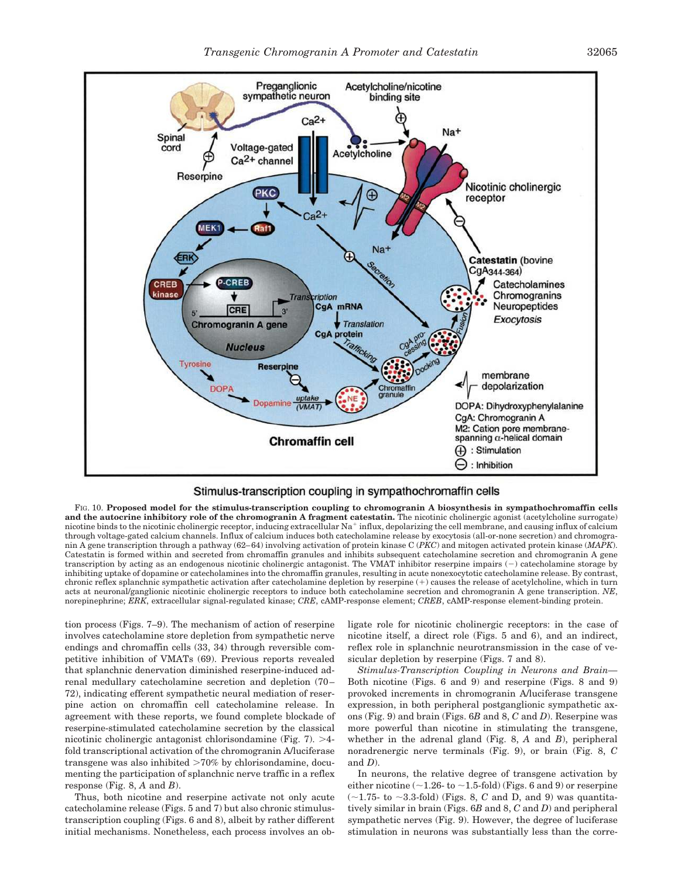Stimulus-transcription coupling in sympathochromaffin cells

FIG. 10. **Proposed model for the stimulus-transcription coupling to chromogranin A biosynthesis in sympathochromaffin cells and the autocrine inhibitory role of the chromogranin A fragment catestatin.** The nicotinic cholinergic agonist (acetylcholine surrogate) nicotine binds to the nicotinic cholinergic receptor, inducing extracellular $Na^+$ influx, depolarizing the cell membrane, and causing influx of calcium through voltage-gated calcium channels. Influx of calcium induces both catecholamine release by exocytosis (all-or-none secretion) and chromogranin A gene transcription through a pathway (62–64) involving activation of protein kinase C (*PKC*) and mitogen activated protein kinase (*MAPK*). Catestatin is formed within and secreted from chromaffin granules and inhibits subsequent catecholamine secretion and chromogranin A gene transcription by acting as an endogenous nicotinic cholinergic antagonist. The VMAT inhibitor reserpine impairs (−) catecholamine storage by inhibiting uptake of dopamine or catecholamines into the chromaffin granules, resulting in acute nonexocytotic catecholamine release. By contrast, chronic reflex splanchnic sympathetic activation after catecholamine depletion by reserpine (+) causes the release of acetylcholine, which in turn acts at neuronal/ganglionic nicotinic cholinergic receptors to induce both catecholamine secretion and chromogranin A gene transcription. *NE*, norepinephrine; *ERK*, extracellular signal-regulated kinase; *CRE*, cAMP-response element; *CREB*, cAMP-response element-binding protein.

tion process (Figs. 7–9). The mechanism of action of reserpine involves catecholamine store depletion from sympathetic nerve endings and chromaffin cells (33, 34) through reversible competitive inhibition of VMATs (69). Previous reports revealed that splanchnic denervation diminished reserpine-induced adrenal medullary catecholamine secretion and depletion (70–72), indicating efferent sympathetic neural mediation of reserpine action on chromaffin cell catecholamine release. In agreement with these reports, we found complete blockade of reserpine-stimulated catecholamine secretion by the classical nicotinic cholinergic antagonist chlorisondamine (Fig. 7). >4-fold transcriptional activation of the chromogranin A/luciferase transgene was also inhibited >70% by chlorisondamine, documenting the participation of splanchnic nerve traffic in a reflex response (Fig. 8, *A* and *B*).

Thus, both nicotine and reserpine activate not only acute catecholamine release (Figs. 5 and 7) but also chronic stimulus-transcription coupling (Figs. 6 and 8), albeit by rather different initial mechanisms. Nonetheless, each process involves an obligate role for nicotinic cholinergic receptors: in the case of nicotine itself, a direct role (Figs. 5 and 6), and an indirect, reflex role in splanchnic neurotransmission in the case of vesicular depletion by reserpine (Figs. 7 and 8).

*Stimulus-Transcription Coupling in Neurons and Brain—* Both nicotine (Figs. 6 and 9) and reserpine (Figs. 8 and 9) provoked increments in chromogranin A/luciferase transgene expression, in both peripheral postganglionic sympathetic axons (Fig. 9) and brain (Figs. 6*B* and 8, *C* and *D*). Reserpine was more powerful than nicotine in stimulating the transgene, whether in the adrenal gland (Fig. 8, *A* and *B*), peripheral noradrenergic nerve terminals (Fig. 9), or brain (Fig. 8, *C* and *D*).

In neurons, the relative degree of transgene activation by either nicotine (~1.26- to ~1.5-fold) (Figs. 6 and 9) or reserpine (~1.75- to ~3.3-fold) (Figs. 8, *C* and D, and 9) was quantitatively similar in brain (Figs. 6*B* and 8, *C* and *D*) and peripheral sympathetic nerves (Fig. 9). However, the degree of luciferase stimulation in neurons was substantially less than the corre-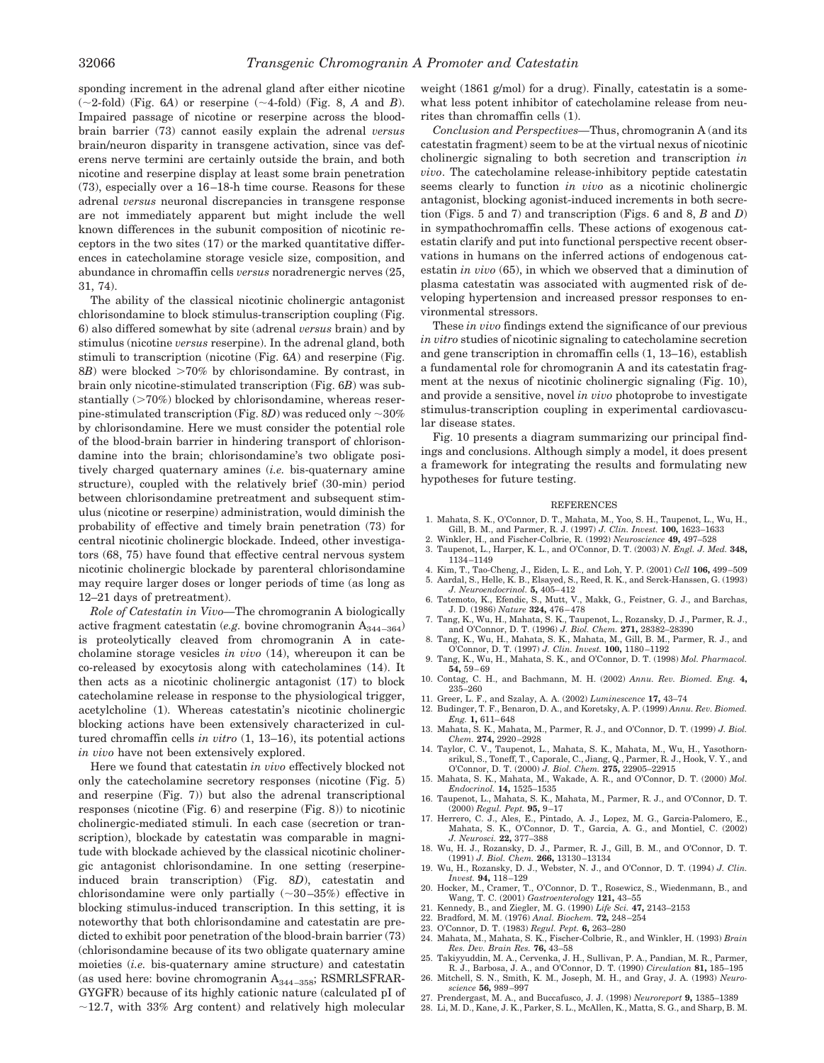sponding increment in the adrenal gland after either nicotine (~2-fold) (Fig. 6*A*) or reserpine (~4-fold) (Fig. 8, *A* and *B*). Impaired passage of nicotine or reserpine across the blood-brain barrier (73) cannot easily explain the adrenal *versus* brain/neuron disparity in transgene activation, since vas deferens nerve termini are certainly outside the brain, and both nicotine and reserpine display at least some brain penetration (73), especially over a 16–18-h time course. Reasons for these adrenal *versus* neuronal discrepancies in transgene response are not immediately apparent but might include the well known differences in the subunit composition of nicotinic receptors in the two sites (17) or the marked quantitative differences in catecholamine storage vesicle size, composition, and abundance in chromaffin cells *versus* noradrenergic nerves (25, 31, 74).

The ability of the classical nicotinic cholinergic antagonist chlorisondamine to block stimulus-transcription coupling (Fig. 6) also differed somewhat by site (adrenal *versus* brain) and by stimulus (nicotine *versus* reserpine). In the adrenal gland, both stimuli to transcription (nicotine (Fig. 6*A*) and reserpine (Fig. 8*B*) were blocked >70% by chlorisondamine. By contrast, in brain only nicotine-stimulated transcription (Fig. 6*B*) was substantially (>70%) blocked by chlorisondamine, whereas reserpine-stimulated transcription (Fig. 8*D*) was reduced only ~30% by chlorisondamine. Here we must consider the potential role of the blood-brain barrier in hindering transport of chlorisondamine into the brain; chlorisondamine's two obligate positively charged quaternary amines (*i.e.* bis-quaternary amine structure), coupled with the relatively brief (30-min) period between chlorisondamine pretreatment and subsequent stimulus (nicotine or reserpine) administration, would diminish the probability of effective and timely brain penetration (73) for central nicotinic cholinergic blockade. Indeed, other investigators (68, 75) have found that effective central nervous system nicotinic cholinergic blockade by parenteral chlorisondamine may require larger doses or longer periods of time (as long as 12–21 days of pretreatment).

*Role of Catestatin in Vivo*—The chromogranin A biologically active fragment catestatin (*e.g.* bovine chromogranin $A_{344-364}$) is proteolytically cleaved from chromogranin A in catecholamine storage vesicles *in vivo* (14), whereupon it can be co-released by exocytosis along with catecholamines (14). It then acts as a nicotinic cholinergic antagonist (17) to block catecholamine release in response to the physiological trigger, acetylcholine (1). Whereas catestatin's nicotinic cholinergic blocking actions have been extensively characterized in cultured chromaffin cells *in vitro* (1, 13–16), its potential actions *in vivo* have not been extensively explored.

Here we found that catestatin *in vivo* effectively blocked not only the catecholamine secretory responses (nicotine (Fig. 5) and reserpine (Fig. 7)) but also the adrenal transcriptional responses (nicotine (Fig. 6) and reserpine (Fig. 8)) to nicotinic cholinergic-mediated stimuli. In each case (secretion or transcription), blockade by catestatin was comparable in magnitude with blockade achieved by the classical nicotinic cholinergic antagonist chlorisondamine. In one setting (reserpine-induced brain transcription) (Fig. 8*D*), catestatin and chlorisondamine were only partially (~30–35%) effective in blocking stimulus-induced transcription. In this setting, it is noteworthy that both chlorisondamine and catestatin are predicted to exhibit poor penetration of the blood-brain barrier (73) (chlorisondamine because of its two obligate quaternary amine moieties (*i.e.* bis-quaternary amine structure) and catestatin (as used here: bovine chromogranin $A_{344-358}$; RSMRLSFRARGYGFR) because of its highly cationic nature (calculated pI of ~12.7, with 33% Arg content) and relatively high molecular weight (1861 g/mol) for a drug). Finally, catestatin is a somewhat less potent inhibitor of catecholamine release from neurites than chromaffin cells (1).

*Conclusion and Perspectives*—Thus, chromogranin A (and its catestatin fragment) seem to be at the virtual nexus of nicotinic cholinergic signaling to both secretion and transcription *in vivo*. The catecholamine release-inhibitory peptide catestatin seems clearly to function *in vivo* as a nicotinic cholinergic antagonist, blocking agonist-induced increments in both secretion (Figs. 5 and 7) and transcription (Figs. 6 and 8, *B* and *D*) in sympathochromaffin cells. These actions of exogenous catestatin clarify and put into functional perspective recent observations in humans on the inferred actions of endogenous catestatin *in vivo* (65), in which we observed that a diminution of plasma catestatin was associated with augmented risk of developing hypertension and increased pressor responses to environmental stressors.

These *in vivo* findings extend the significance of our previous *in vitro* studies of nicotinic signaling to catecholamine secretion and gene transcription in chromaffin cells (1, 13–16), establish a fundamental role for chromogranin A and its catestatin fragment at the nexus of nicotinic cholinergic signaling (Fig. 10), and provide a sensitive, novel *in vivo* photoprobe to investigate stimulus-transcription coupling in experimental cardiovascular disease states.

Fig. 10 presents a diagram summarizing our principal findings and conclusions. Although simply a model, it does present a framework for integrating the results and formulating new hypotheses for future testing.

## REFERENCES

1. Mahata, S. K., O'Connor, D. T., Mahata, M., Yoo, S. H., Taupenot, L., Wu, H., Gill, B. M., and Parmer, R. J. (1997) *J. Clin. Invest.* **100,** 1623–1633
2. Winkler, H., and Fischer-Colbrie, R. (1992) *Neuroscience* **49,** 497–528
3. Taupenot, L., Harper, K. L., and O'Connor, D. T. (2003) *N. Engl. J. Med.* **348,** 1134–1149
4. Kim, T., Tao-Cheng, J., Eiden, L. E., and Loh, Y. P. (2001) *Cell* **106,** 499–509
5. Aardal, S., Helle, K. B., Elsayed, S., Reed, R. K., and Serck-Hanssen, G. (1993) *J. Neuroendocrinol.* **5,** 405–412
6. Tatemoto, K., Efendic, S., Mutt, V., Makk, G., Feistner, G. J., and Barchas, J. D. (1986) *Nature* **324,** 476–478
7. Tang, K., Wu, H., Mahata, S. K., Taupenot, L., Rozansky, D. J., Parmer, R. J., and O'Connor, D. T. (1996) *J. Biol. Chem.* **271,** 28382–28390
8. Tang, K., Wu, H., Mahata, S. K., Mahata, M., Gill, B. M., Parmer, R. J., and O'Connor, D. T. (1997) *J. Clin. Invest.* **100,** 1180–1192
9. Tang, K., Wu, H., Mahata, S. K., and O'Connor, D. T. (1998) *Mol. Pharmacol.* **54,** 59–69
10. Contag, C. H., and Bachmann, M. H. (2002) *Annu. Rev. Biomed. Eng.* **4,** 235–260
11. Greer, L. F., and Szalay, A. A. (2002) *Luminescence* **17,** 43–74
12. Budinger, T. F., Benaron, D. A., and Koretsky, A. P. (1999) *Annu. Rev. Biomed. Eng.* **1,** 611–648
13. Mahata, S. K., Mahata, M., Parmer, R. J., and O'Connor, D. T. (1999) *J. Biol. Chem.* **274,** 2920–2928
14. Taylor, C. V., Taupenot, L., Mahata, S. K., Mahata, M., Wu, H., Yasothornsrikul, S., Toneff, T., Caporale, C., Jiang, Q., Parmer, R. J., Hook, V. Y., and O'Connor, D. T. (2000) *J. Biol. Chem.* **275,** 22905–22915
15. Mahata, S. K., Mahata, M., Wakade, A. R., and O'Connor, D. T. (2000) *Mol. Endocrinol.* **14,** 1525–1535
16. Taupenot, L., Mahata, S. K., Mahata, M., Parmer, R. J., and O'Connor, D. T. (2000) *Regul. Pept.* **95,** 9–17
17. Herrero, C. J., Ales, E., Pintado, A. J., Lopez, M. G., Garcia-Palomero, E., Mahata, S. K., O'Connor, D. T., Garcia, A. G., and Montiel, C. (2002) *J. Neurosci.* **22,** 377–388
18. Wu, H. J., Rozansky, D. J., Parmer, R. J., Gill, B. M., and O'Connor, D. T. (1991) *J. Biol. Chem.* **266,** 13130–13134
19. Wu, H., Rozansky, D. J., Webster, N. J., and O'Connor, D. T. (1994) *J. Clin. Invest.* **94,** 118–129
20. Hocker, M., Cramer, T., O'Connor, D. T., Rosewicz, S., Wiedenmann, B., and Wang, T. C. (2001) *Gastroenterology* **121,** 43–55
21. Kennedy, B., and Ziegler, M. G. (1990) *Life Sci.* **47,** 2143–2153
22. Bradford, M. M. (1976) *Anal. Biochem.* **72,** 248–254
23. O'Connor, D. T. (1983) *Regul. Pept.* **6,** 263–280
24. Mahata, M., Mahata, S. K., Fischer-Colbrie, R., and Winkler, H. (1993) *Brain Res. Dev. Brain Res.* **76,** 43–58
25. Takiyyuddin, M. A., Cervenka, J. H., Sullivan, P. A., Pandian, M. R., Parmer, R. J., Barbosa, J. A., and O'Connor, D. T. (1990) *Circulation* **81,** 185–195
26. Mitchell, S. N., Smith, K. M., Joseph, M. H., and Gray, J. A. (1993) *Neuroscience* **56,** 989–997
27. Prendergast, M. A., and Buccafusco, J. J. (1998) *Neuroreport* **9,** 1385–1389
28. Li, M. D., Kane, J. K., Parker, S. L., McAllen, K., Matta, S. G., and Sharp, B. M.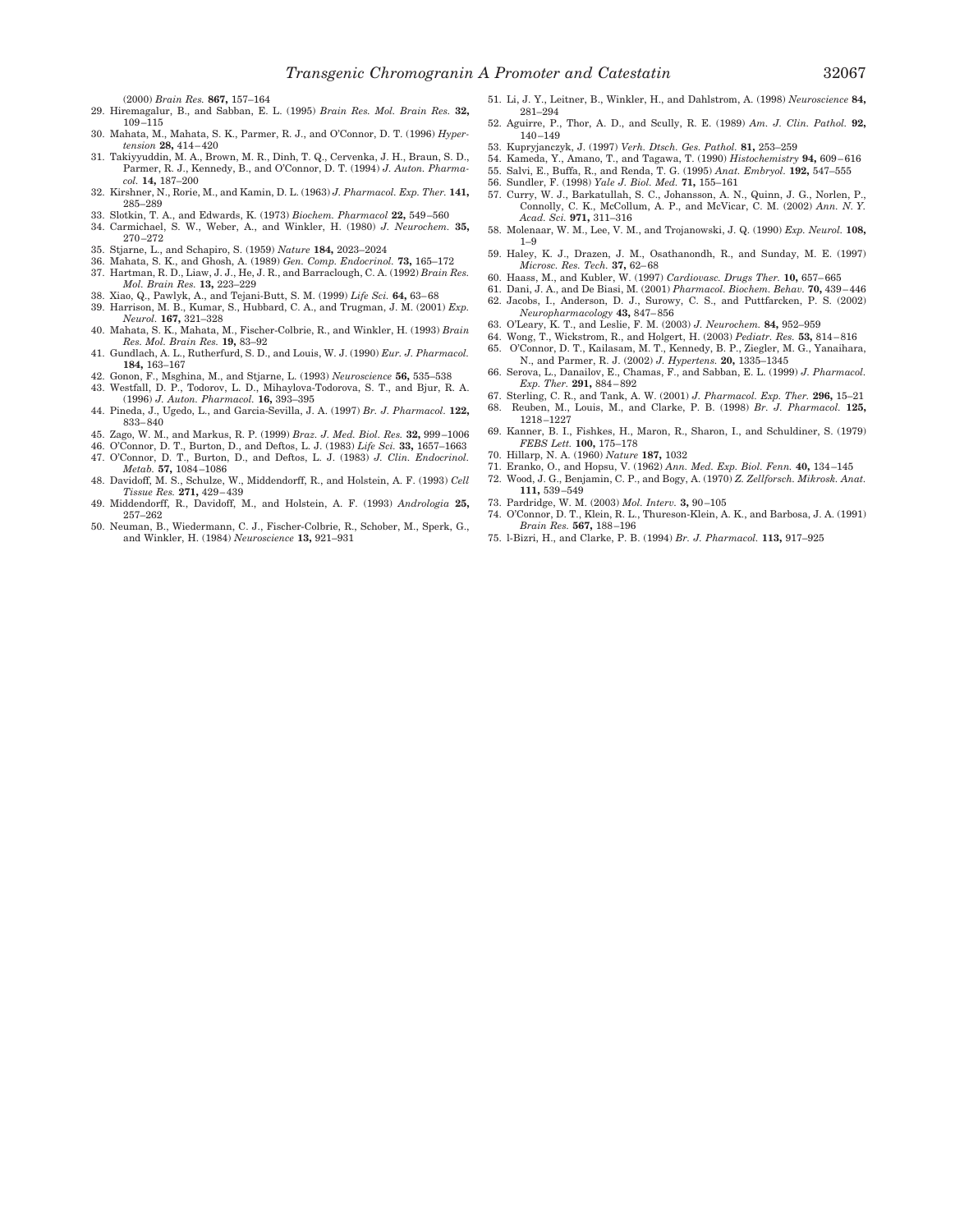(2000) *Brain Res.* **867,** 157–164

29. Hiremagalur, B., and Sabban, E. L. (1995) *Brain Res. Mol. Brain Res.* **32,** 109–115
30. Mahata, M., Mahata, S. K., Parmer, R. J., and O'Connor, D. T. (1996) *Hypertension* **28,** 414–420
31. Takiyyuddin, M. A., Brown, M. R., Dinh, T. Q., Cervenka, J. H., Braun, S. D., Parmer, R. J., Kennedy, B., and O'Connor, D. T. (1994) *J. Auton. Pharmacol.* **14,** 187–200
32. Kirshner, N., Rorie, M., and Kamin, D. L. (1963) *J. Pharmacol. Exp. Ther.* **141,** 285–289
33. Slotkin, T. A., and Edwards, K. (1973) *Biochem. Pharmacol* **22,** 549–560
34. Carmichael, S. W., Weber, A., and Winkler, H. (1980) *J. Neurochem.* **35,** 270–272
35. Stjarne, L., and Schapiro, S. (1959) *Nature* **184,** 2023–2024
36. Mahata, S. K., and Ghosh, A. (1989) *Gen. Comp. Endocrinol.* **73,** 165–172
37. Hartman, R. D., Liaw, J. J., He, J. R., and Barraclough, C. A. (1992) *Brain Res. Mol. Brain Res.* **13,** 223–229
38. Xiao, Q., Pawlyk, A., and Tejani-Butt, S. M. (1999) *Life Sci.* **64,** 63–68
39. Harrison, M. B., Kumar, S., Hubbard, C. A., and Trugman, J. M. (2001) *Exp. Neurol.* **167,** 321–328
40. Mahata, S. K., Mahata, M., Fischer-Colbrie, R., and Winkler, H. (1993) *Brain Res. Mol. Brain Res.* **19,** 83–92
41. Gundlach, A. L., Rutherfurd, S. D., and Louis, W. J. (1990) *Eur. J. Pharmacol.* **184,** 163–167
42. Gonon, F., Msghina, M., and Stjarne, L. (1993) *Neuroscience* **56,** 535–538
43. Westfall, D. P., Todorov, L. D., Mihaylova-Todorova, S. T., and Bjur, R. A. (1996) *J. Auton. Pharmacol.* **16,** 393–395
44. Pineda, J., Ugedo, L., and Garcia-Sevilla, J. A. (1997) *Br. J. Pharmacol.* **122,** 833–840
45. Zago, W. M., and Markus, R. P. (1999) *Braz. J. Med. Biol. Res.* **32,** 999–1006
46. O'Connor, D. T., Burton, D., and Deftos, L. J. (1983) *Life Sci.* **33,** 1657–1663
47. O'Connor, D. T., Burton, D., and Deftos, L. J. (1983) *J. Clin. Endocrinol. Metab.* **57,** 1084–1086
48. Davidoff, M. S., Schulze, W., Middendorff, R., and Holstein, A. F. (1993) *Cell Tissue Res.* **271,** 429–439
49. Middendorff, R., Davidoff, M., and Holstein, A. F. (1993) *Andrologia* **25,** 257–262
50. Neuman, B., Wiedermann, C. J., Fischer-Colbrie, R., Schober, M., Sperk, G., and Winkler, H. (1984) *Neuroscience* **13,** 921–931
51. Li, J. Y., Leitner, B., Winkler, H., and Dahlstrom, A. (1998) *Neuroscience* **84,** 281–294
52. Aguirre, P., Thor, A. D., and Scully, R. E. (1989) *Am. J. Clin. Pathol.* **92,** 140–149
53. Kupryjanczyk, J. (1997) *Verh. Dtsch. Ges. Pathol.* **81,** 253–259
54. Kameda, Y., Amano, T., and Tagawa, T. (1990) *Histochemistry* **94,** 609–616
55. Salvi, E., Buffa, R., and Renda, T. G. (1995) *Anat. Embryol.* **192,** 547–555
56. Sundler, F. (1998) *Yale J. Biol. Med.* **71,** 155–161
57. Curry, W. J., Barkatullah, S. C., Johansson, A. N., Quinn, J. G., Norlen, P., Connolly, C. K., McCollum, A. P., and McVicar, C. M. (2002) *Ann. N. Y. Acad. Sci.* **971,** 311–316
58. Molenaar, W. M., Lee, V. M., and Trojanowski, J. Q. (1990) *Exp. Neurol.* **108,** 1–9
59. Haley, K. J., Drazen, J. M., Osathanondh, R., and Sunday, M. E. (1997) *Microsc. Res. Tech.* **37,** 62–68
60. Haass, M., and Kubler, W. (1997) *Cardiovasc. Drugs Ther.* **10,** 657–665
61. Dani, J. A., and De Biasi, M. (2001) *Pharmacol. Biochem. Behav.* **70,** 439–446
62. Jacobs, I., Anderson, D. J., Surowy, C. S., and Puttfarcken, P. S. (2002) *Neuropharmacology* **43,** 847–856
63. O'Leary, K. T., and Leslie, F. M. (2003) *J. Neurochem.* **84,** 952–959
64. Wong, T., Wickstrom, R., and Holgert, H. (2003) *Pediatr. Res.* **53,** 814–816
65. O'Connor, D. T., Kailasam, M. T., Kennedy, B. P., Ziegler, M. G., Yanaihara, N., and Parmer, R. J. (2002) *J. Hypertens.* **20,** 1335–1345
66. Serova, L., Danailov, E., Chamas, F., and Sabban, E. L. (1999) *J. Pharmacol. Exp. Ther.* **291,** 884–892
67. Sterling, C. R., and Tank, A. W. (2001) *J. Pharmacol. Exp. Ther.* **296,** 15–21
68. Reuben, M., Louis, M., and Clarke, P. B. (1998) *Br. J. Pharmacol.* **125,** 1218–1227
69. Kanner, B. I., Fishkes, H., Maron, R., Sharon, I., and Schuldiner, S. (1979) *FEBS Lett.* **100,** 175–178
70. Hillarp, N. A. (1960) *Nature* **187,** 1032
71. Eranko, O., and Hopsu, V. (1962) *Ann. Med. Exp. Biol. Fenn.* **40,** 134–145
72. Wood, J. G., Benjamin, C. P., and Bogy, A. (1970) *Z. Zellforsch. Mikrosk. Anat.* **111,** 539–549
73. Pardridge, W. M. (2003) *Mol. Interv.* **3,** 90–105
74. O'Connor, D. T., Klein, R. L., Thureson-Klein, A. K., and Barbosa, J. A. (1991) *Brain Res.* **567,** 188–196
75. l-Bizri, H., and Clarke, P. B. (1994) *Br. J. Pharmacol.* **113,** 917–925